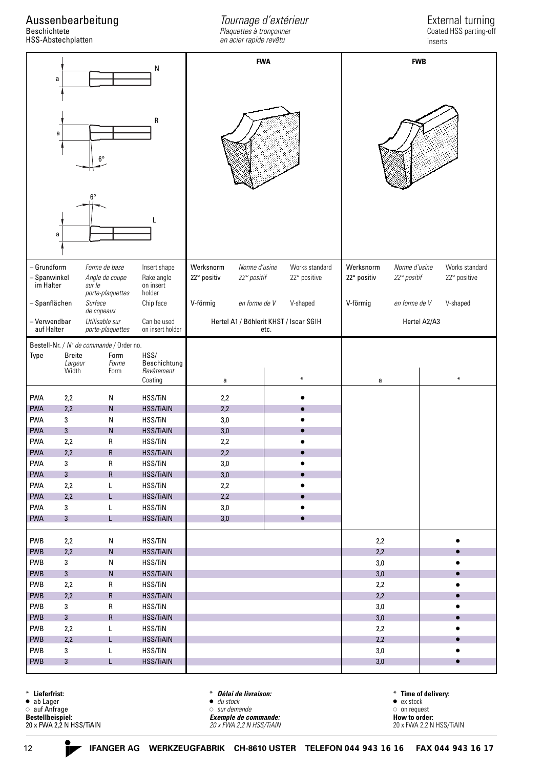# Aussenbearbeitung
Beschichtete
HSS-Abstechplatten

*Tournage d'extérieur*
*Plaquettes à tronçonner*
*en acier rapide revêtu*

External turning
Coated HSS parting-off
inserts

| | FWA | FWB |
|---|---|---|
| – Grundform / *Forme de base* / Insert shape | Werksnorm / *Norme d'usine* / Works standard | Werksnorm / *Norme d'usine* / Works standard |
| – Spanwinkel im Halter / *Angle de coupe sur le porte-plaquettes* / Rake angle on insert holder | 22° positiv / *22° positif* / 22° positive | 22° positiv / *22° positif* / 22° positive |
| – Spanflächen / *Surface de copeaux* / Chip face | V-förmig / *en forme de V* / V-shaped | V-förmig / *en forme de V* / V-shaped |
| – Verwendbar auf Halter / *Utilisable sur porte-plaquettes* / Can be used on insert holder | Hertel A1 / Böhlerit KHST / Iscar SGIH etc. | Hertel A2/A3 |

Bestell-Nr. / *N° de commande* / Order no.

| Type | Breite / *Largeur* / Width | Form / *Forme* / Form | HSS/ Beschichtung / *Revêtement* / Coating | FWA a | FWA * | FWB a | FWB * |
|---|---|---|---|---|---|---|---|
| FWA | 2,2 | N | HSS/TiN | 2,2 | ● | | |
| FWA | 2,2 | N | HSS/TiAlN | 2,2 | ● | | |
| FWA | 3 | N | HSS/TiN | 3,0 | ● | | |
| FWA | 3 | N | HSS/TiAlN | 3,0 | ● | | |
| FWA | 2,2 | R | HSS/TiN | 2,2 | ● | | |
| FWA | 2,2 | R | HSS/TiAlN | 2,2 | ● | | |
| FWA | 3 | R | HSS/TiN | 3,0 | ● | | |
| FWA | 3 | R | HSS/TiAlN | 3,0 | ● | | |
| FWA | 2,2 | L | HSS/TiN | 2,2 | ● | | |
| FWA | 2,2 | L | HSS/TiAlN | 2,2 | ● | | |
| FWA | 3 | L | HSS/TiN | 3,0 | ● | | |
| FWA | 3 | L | HSS/TiAlN | 3,0 | ● | | |
| FWB | 2,2 | N | HSS/TiN | | | 2,2 | ● |
| FWB | 2,2 | N | HSS/TiAlN | | | 2,2 | ● |
| FWB | 3 | N | HSS/TiN | | | 3,0 | ● |
| FWB | 3 | N | HSS/TiAlN | | | 3,0 | ● |
| FWB | 2,2 | R | HSS/TiN | | | 2,2 | ● |
| FWB | 2,2 | R | HSS/TiAlN | | | 2,2 | ● |
| FWB | 3 | R | HSS/TiN | | | 3,0 | ● |
| FWB | 3 | R | HSS/TiAlN | | | 3,0 | ● |
| FWB | 2,2 | L | HSS/TiN | | | 2,2 | ● |
| FWB | 2,2 | L | HSS/TiAlN | | | 2,2 | ● |
| FWB | 3 | L | HSS/TiN | | | 3,0 | ● |
| FWB | 3 | L | HSS/TiAlN | | | 3,0 | ● |

**\* Lieferfrist:**
● ab Lager
○ auf Anfrage
**Bestellbeispiel:**
20 x FWA 2,2 N HSS/TiAlN

***\* Délai de livraison:***
● *du stock*
○ *sur demande*
***Exemple de commande:***
*20 x FWA 2,2 N HSS/TiAlN*

**\* Time of delivery:**
● ex stock
○ on request
**How to order:**
20 x FWA 2,2 N HSS/TiAlN

IFANGER AG WERKZEUGFABRIK CH-8610 USTER TELEFON 044 943 16 16 FAX 044 943 16 17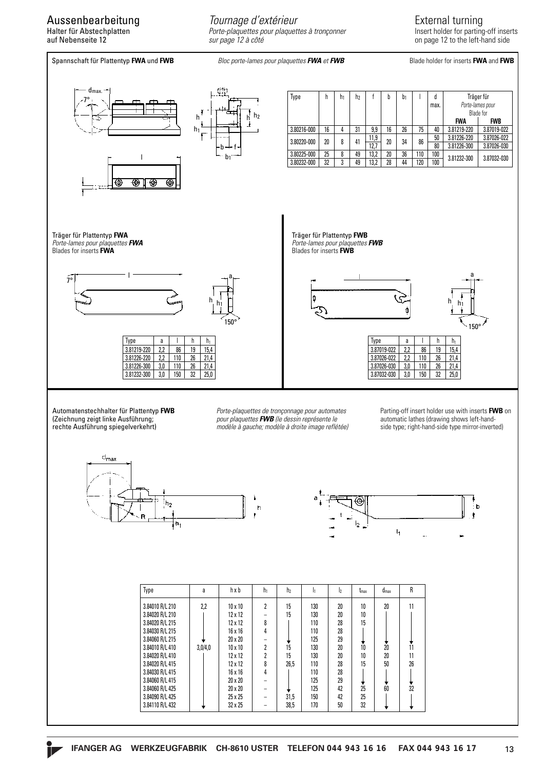# Aussenbearbeitung

Halter für Abstechplatten auf Nebenseite 12

# *Tournage d'extérieur*

*Porte-plaquettes pour plaquettes à tronçonner sur page 12 à côté*

# External turning

Insert holder for parting-off inserts on page 12 to the left-hand side

## Spannschaft für Plattentyp **FWA** und **FWB**

*Bloc porte-lames pour plaquettes **FWA** et **FWB***

Blade holder for inserts **FWA** and **FWB**

| Type | h | $h_1$ | $h_2$ | f | b | $b_1$ | l | d max. | Träger für *Porte-lames pour* Blade for FWA | FWB |
|---|---|---|---|---|---|---|---|---|---|---|
| 3.80216-000 | 16 | 4 | 31 | 9,9 | 16 | 26 | 75 | 40 | 3.81219-220 | 3.87019-022 |
| 3.80220-000 | 20 | 8 | 41 | 11,9 | 20 | 34 | 86 | 50 | 3.81226-220 | 3.87026-022 |
| | | | | 12,7 | | | | 80 | 3.81226-300 | 3.87026-030 |
| 3.80225-000 | 25 | 8 | 49 | 13,2 | 20 | 36 | 110 | 100 | 3.81232-300 | 3.87032-030 |
| 3.80232-000 | 32 | 3 | 49 | 13,2 | 28 | 44 | 120 | 100 | | |

## Träger für Plattentyp **FWA**

*Porte-lames pour plaquettes **FWA***

Blades for inserts **FWA**

| Type | a | l | h | $h_1$ |
|---|---|---|---|---|
| 3.81219-220 | 2,2 | 86 | 19 | 15,4 |
| 3.81226-220 | 2,2 | 110 | 26 | 21,4 |
| 3.81226-300 | 3,0 | 110 | 26 | 21,4 |
| 3.81232-300 | 3,0 | 150 | 32 | 25,0 |

## Träger für Plattentyp **FWB**

*Porte-lames pour plaquettes **FWB***

Blades for inserts **FWB**

| Type | a | l | h | $h_1$ |
|---|---|---|---|---|
| 3.87019-022 | 2,2 | 86 | 19 | 15,4 |
| 3.87026-022 | 2,2 | 110 | 26 | 21,4 |
| 3.87026-030 | 3,0 | 110 | 26 | 21,4 |
| 3.87032-030 | 3,0 | 150 | 32 | 25,0 |

## Automatenstechhalter für Plattentyp **FWB**

(Zeichnung zeigt linke Ausführung; rechte Ausführung spiegelverkehrt)

*Porte-plaquettes de tronçonnage pour automates pour plaquettes **FWB** (le dessin représente le modèle à gauche; modèle à droite image reflétée)*

Parting-off insert holder use with inserts **FWB** on automatic lathes (drawing shows left-hand-side type; right-hand-side type mirror-inverted)

| Type | a | h x b | $h_1$ | $h_2$ | $l_1$ | $l_2$ | $t_{max}$ | $d_{max}$ | R |
|---|---|---|---|---|---|---|---|---|---|
| 3.84010 R/L 210 | 2,2 | 10 x 10 | 2 | 15 | 130 | 20 | 10 | 20 | 11 |
| 3.84020 R/L 210 | ↓ | 12 x 12 | – | 15 | 130 | 20 | 10 | ↓ | ↓ |
| 3.84020 R/L 215 | ↓ | 12 x 12 | 8 | ↓ | 110 | 28 | 15 | ↓ | ↓ |
| 3.84030 R/L 215 | ↓ | 16 x 16 | 4 | ↓ | 110 | 28 | ↓ | ↓ | ↓ |
| 3.84060 R/L 215 | ↓ | 20 x 20 | – | ↓ | 125 | 29 | ↓ | ↓ | ↓ |
| 3.84010 R/L 410 | 3,0/4,0 | 10 x 10 | 2 | 15 | 130 | 20 | 10 | 20 | 11 |
| 3.84020 R/L 410 | ↓ | 12 x 12 | 2 | 15 | 130 | 20 | 10 | 20 | 11 |
| 3.84020 R/L 415 | ↓ | 12 x 12 | 8 | 26,5 | 110 | 28 | 15 | 50 | 26 |
| 3.84030 R/L 415 | ↓ | 16 x 16 | 4 | ↓ | 110 | 28 | ↓ | ↓ | ↓ |
| 3.84060 R/L 415 | ↓ | 20 x 20 | – | ↓ | 125 | 29 | ↓ | ↓ | ↓ |
| 3.84060 R/L 425 | ↓ | 20 x 20 | – | ↓ | 125 | 42 | 25 | 60 | 32 |
| 3.84090 R/L 425 | ↓ | 25 x 25 | – | 31,5 | 150 | 42 | 25 | ↓ | ↓ |
| 3.84110 R/L 432 | ↓ | 32 x 25 | – | 38,5 | 170 | 50 | 32 | ↓ | ↓ |

IFANGER AG WERKZEUGFABRIK CH-8610 USTER TELEFON 044 943 16 16 FAX 044 943 16 17